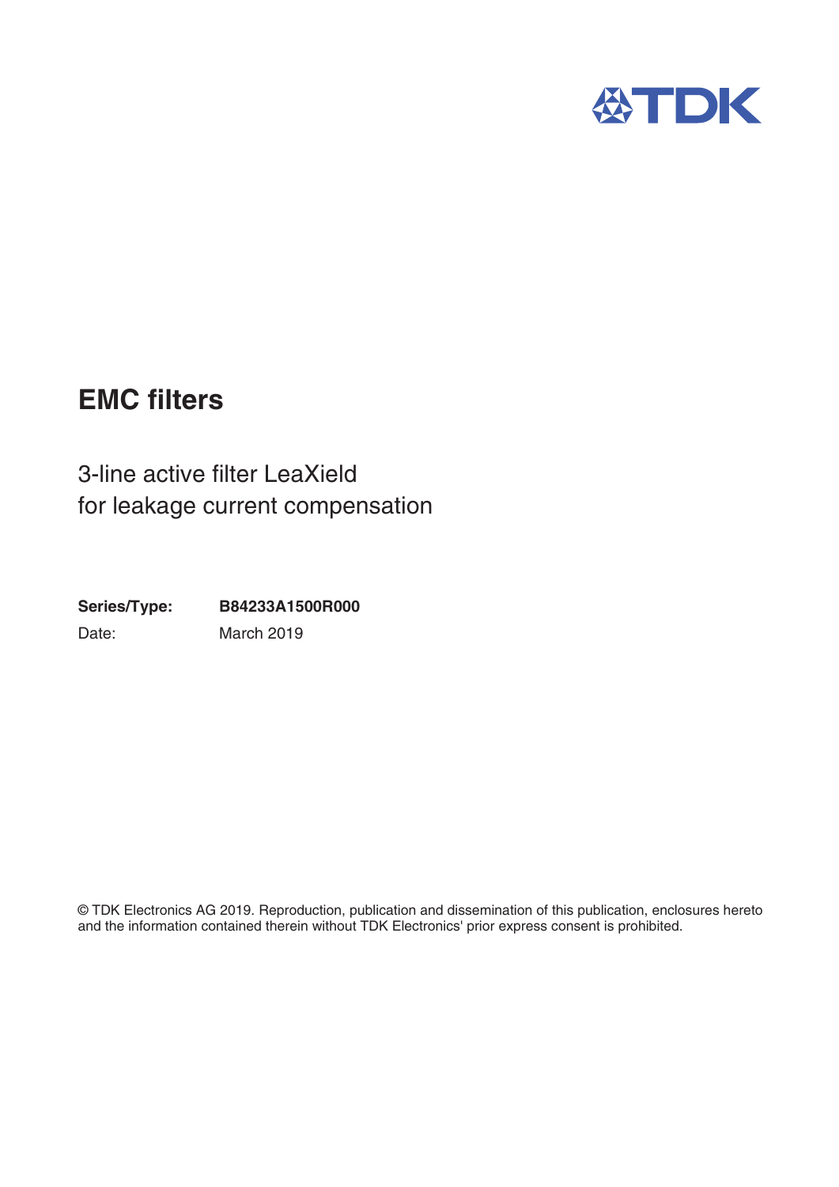TDK

# EMC filters

3-line active filter LeaXield
for leakage current compensation

**Series/Type:** **B84233A1500R000**
Date: March 2019

© TDK Electronics AG 2019. Reproduction, publication and dissemination of this publication, enclosures hereto and the information contained therein without TDK Electronics' prior express consent is prohibited.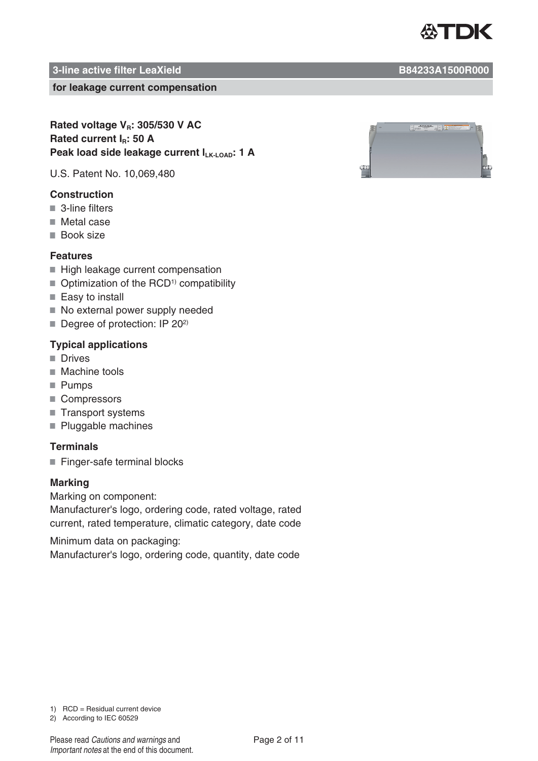## 3-line active filter LeaXield B84233A1500R000

### for leakage current compensation

**Rated voltage $V_R$: 305/530 V AC**
**Rated current $I_R$: 50 A**
**Peak load side leakage current $I_{LK\text{-}LOAD}$: 1 A**

U.S. Patent No. 10,069,480

### Construction

- 3-line filters
- Metal case
- Book size

### Features

- High leakage current compensation
- Optimization of the RCD[1] compatibility
- Easy to install
- No external power supply needed
- Degree of protection: IP 20[2]

### Typical applications

- Drives
- Machine tools
- Pumps
- Compressors
- Transport systems
- Pluggable machines

### Terminals

- Finger-safe terminal blocks

### Marking

Marking on component:
Manufacturer's logo, ordering code, rated voltage, rated current, rated temperature, climatic category, date code

Minimum data on packaging:
Manufacturer's logo, ordering code, quantity, date code

1) RCD = Residual current device
2) According to IEC 60529

Please read *Cautions and warnings* and *Important notes* at the end of this document.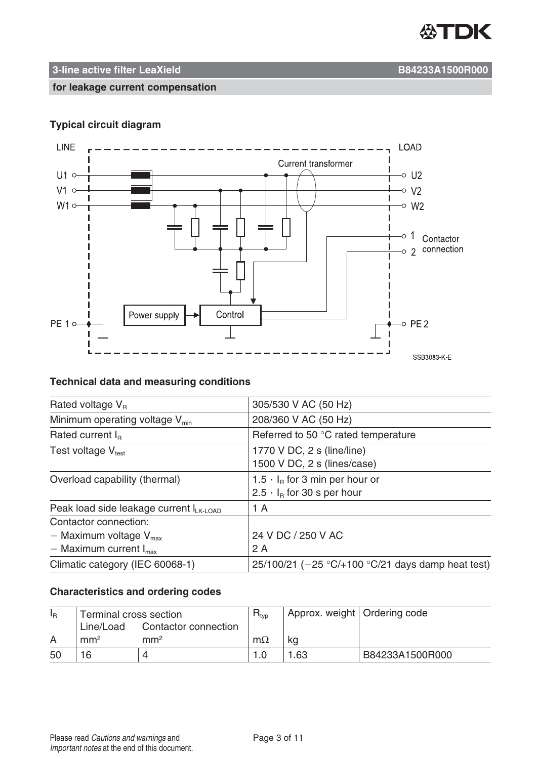**3-line active filter LeaXield** **B84233A1500R000**

**for leakage current compensation**

### Typical circuit diagram

### Technical data and measuring conditions

| | |
|---|---|
| Rated voltage $V_R$ | 305/530 V AC (50 Hz) |
| Minimum operating voltage $V_{min}$ | 208/360 V AC (50 Hz) |
| Rated current $I_R$ | Referred to 50 °C rated temperature |
| Test voltage $V_{test}$ | 1770 V DC, 2 s (line/line)<br>1500 V DC, 2 s (lines/case) |
| Overload capability (thermal) | $1.5 \cdot I_R$ for 3 min per hour or<br>$2.5 \cdot I_R$ for 30 s per hour |
| Peak load side leakage current $I_{LK\text{-}LOAD}$ | 1 A |
| Contactor connection:<br>− Maximum voltage $V_{max}$<br>− Maximum current $I_{max}$ | <br>24 V DC / 250 V AC<br>2 A |
| Climatic category (IEC 60068-1) | 25/100/21 (−25 °C/+100 °C/21 days damp heat test) |

### Characteristics and ordering codes

| $I_R$ | Terminal cross section | | $R_{typ}$ | Approx. weight | Ordering code |
|---|---|---|---|---|---|
| | Line/Load | Contactor connection | | | |
| A | mm² | mm² | mΩ | kg | |
| 50 | 16 | 4 | 1.0 | 1.63 | B84233A1500R000 |

Please read *Cautions and warnings* and *Important notes* at the end of this document.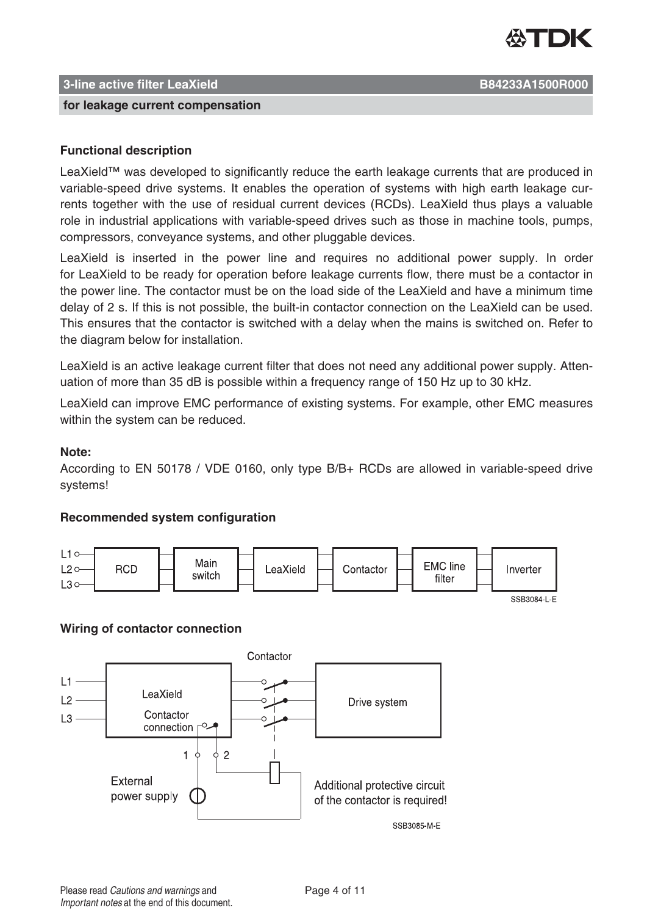**3-line active filter LeaXield** **B84233A1500R000**

**for leakage current compensation**

### Functional description

LeaXield™ was developed to significantly reduce the earth leakage currents that are produced in variable-speed drive systems. It enables the operation of systems with high earth leakage currents together with the use of residual current devices (RCDs). LeaXield thus plays a valuable role in industrial applications with variable-speed drives such as those in machine tools, pumps, compressors, conveyance systems, and other pluggable devices.

LeaXield is inserted in the power line and requires no additional power supply. In order for LeaXield to be ready for operation before leakage currents flow, there must be a contactor in the power line. The contactor must be on the load side of the LeaXield and have a minimum time delay of 2 s. If this is not possible, the built-in contactor connection on the LeaXield can be used. This ensures that the contactor is switched with a delay when the mains is switched on. Refer to the diagram below for installation.

LeaXield is an active leakage current filter that does not need any additional power supply. Attenuation of more than 35 dB is possible within a frequency range of 150 Hz up to 30 kHz.

LeaXield can improve EMC performance of existing systems. For example, other EMC measures within the system can be reduced.

**Note:**
According to EN 50178 / VDE 0160, only type B/B+ RCDs are allowed in variable-speed drive systems!

### Recommended system configuration

L1, L2, L3 → RCD → Main switch → LeaXield → Contactor → EMC line filter → Inverter

SSB3084-L-E

### Wiring of contactor connection

Contactor

L1
L2
L3

LeaXield

Contactor connection

Drive system

1 2

External power supply

Additional protective circuit of the contactor is required!

SSB3085-M-E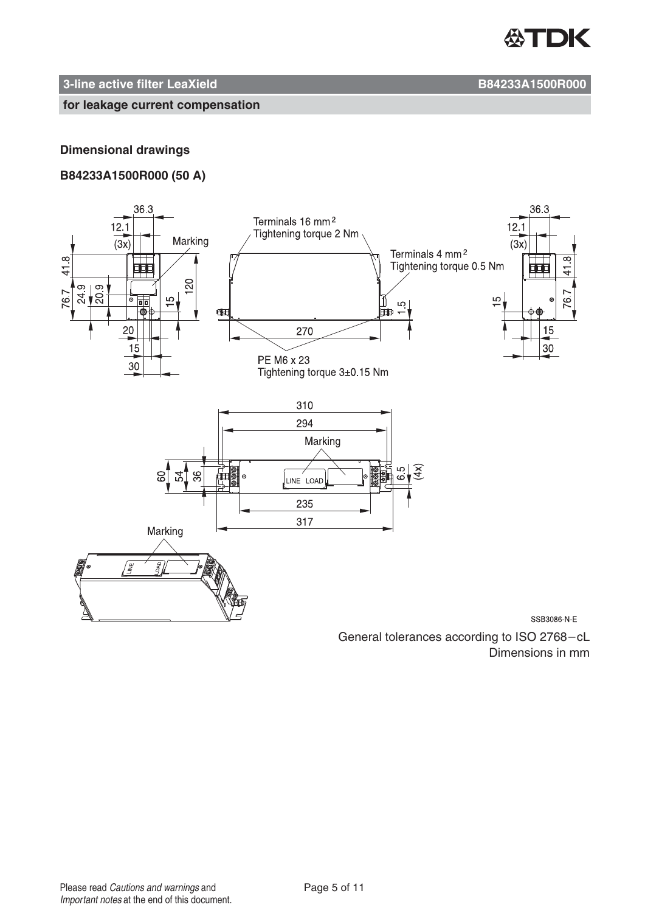**3-line active filter LeaXield** **B84233A1500R000**

**for leakage current compensation**

### Dimensional drawings

### B84233A1500R000 (50 A)

Terminals 16 mm²
Tightening torque 2 Nm

Terminals 4 mm²
Tightening torque 0.5 Nm

PE M6 x 23
Tightening torque 3±0.15 Nm

Marking

SSB3086-N-E

General tolerances according to ISO 2768−cL
Dimensions in mm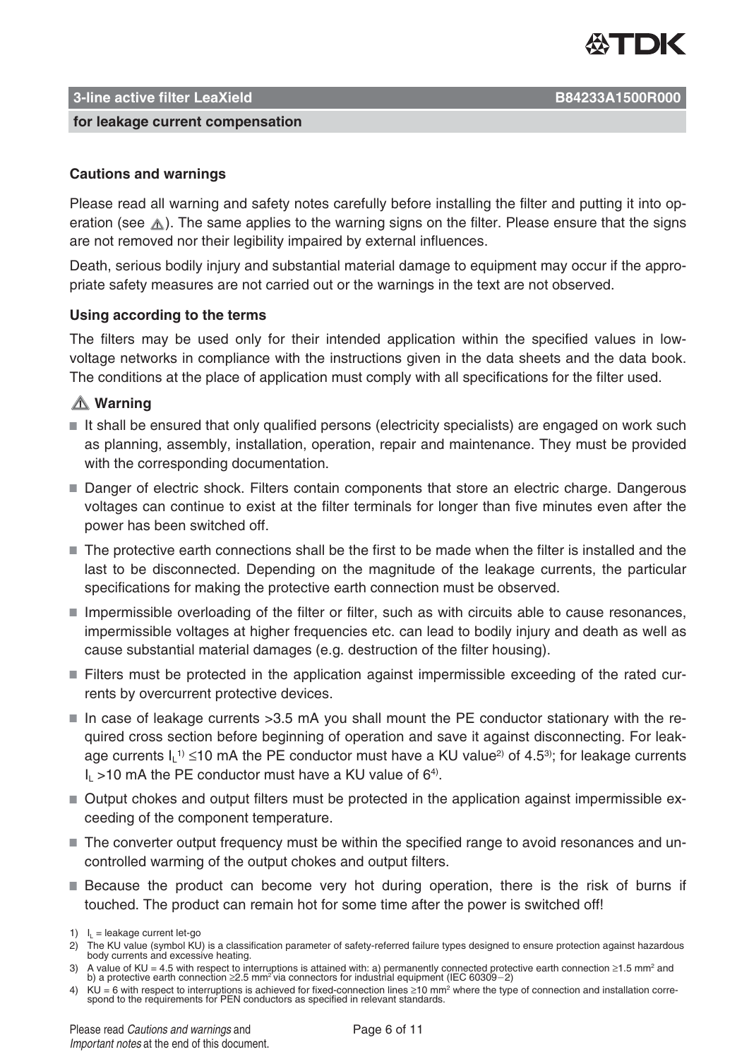**3-line active filter LeaXield** **B84233A1500R000**

**for leakage current compensation**

### Cautions and warnings

Please read all warning and safety notes carefully before installing the filter and putting it into operation (see ⚠). The same applies to the warning signs on the filter. Please ensure that the signs are not removed nor their legibility impaired by external influences.

Death, serious bodily injury and substantial material damage to equipment may occur if the appropriate safety measures are not carried out or the warnings in the text are not observed.

### Using according to the terms

The filters may be used only for their intended application within the specified values in low-voltage networks in compliance with the instructions given in the data sheets and the data book. The conditions at the place of application must comply with all specifications for the filter used.

### ⚠ Warning

- It shall be ensured that only qualified persons (electricity specialists) are engaged on work such as planning, assembly, installation, operation, repair and maintenance. They must be provided with the corresponding documentation.
- Danger of electric shock. Filters contain components that store an electric charge. Dangerous voltages can continue to exist at the filter terminals for longer than five minutes even after the power has been switched off.
- The protective earth connections shall be the first to be made when the filter is installed and the last to be disconnected. Depending on the magnitude of the leakage currents, the particular specifications for making the protective earth connection must be observed.
- Impermissible overloading of the filter or filter, such as with circuits able to cause resonances, impermissible voltages at higher frequencies etc. can lead to bodily injury and death as well as cause substantial material damages (e.g. destruction of the filter housing).
- Filters must be protected in the application against impermissible exceeding of the rated currents by overcurrent protective devices.
- In case of leakage currents >3.5 mA you shall mount the PE conductor stationary with the required cross section before beginning of operation and save it against disconnecting. For leakage currents $I_L$[1] ≤10 mA the PE conductor must have a KU value[2] of 4.5[3]; for leakage currents $I_L$ >10 mA the PE conductor must have a KU value of 6[4].
- Output chokes and output filters must be protected in the application against impermissible exceeding of the component temperature.
- The converter output frequency must be within the specified range to avoid resonances and uncontrolled warming of the output chokes and output filters.
- Because the product can become very hot during operation, there is the risk of burns if touched. The product can remain hot for some time after the power is switched off!

1) $I_L$ = leakage current let-go

2) The KU value (symbol KU) is a classification parameter of safety-referred failure types designed to ensure protection against hazardous body currents and excessive heating.

3) A value of KU = 4.5 with respect to interruptions is attained with: a) permanently connected protective earth connection ≥1.5 mm² and b) a protective earth connection ≥2.5 mm² via connectors for industrial equipment (IEC 60309−2)

4) KU = 6 with respect to interruptions is achieved for fixed-connection lines ≥10 mm² where the type of connection and installation correspond to the requirements for PEN conductors as specified in relevant standards.

Please read *Cautions and warnings* and *Important notes* at the end of this document.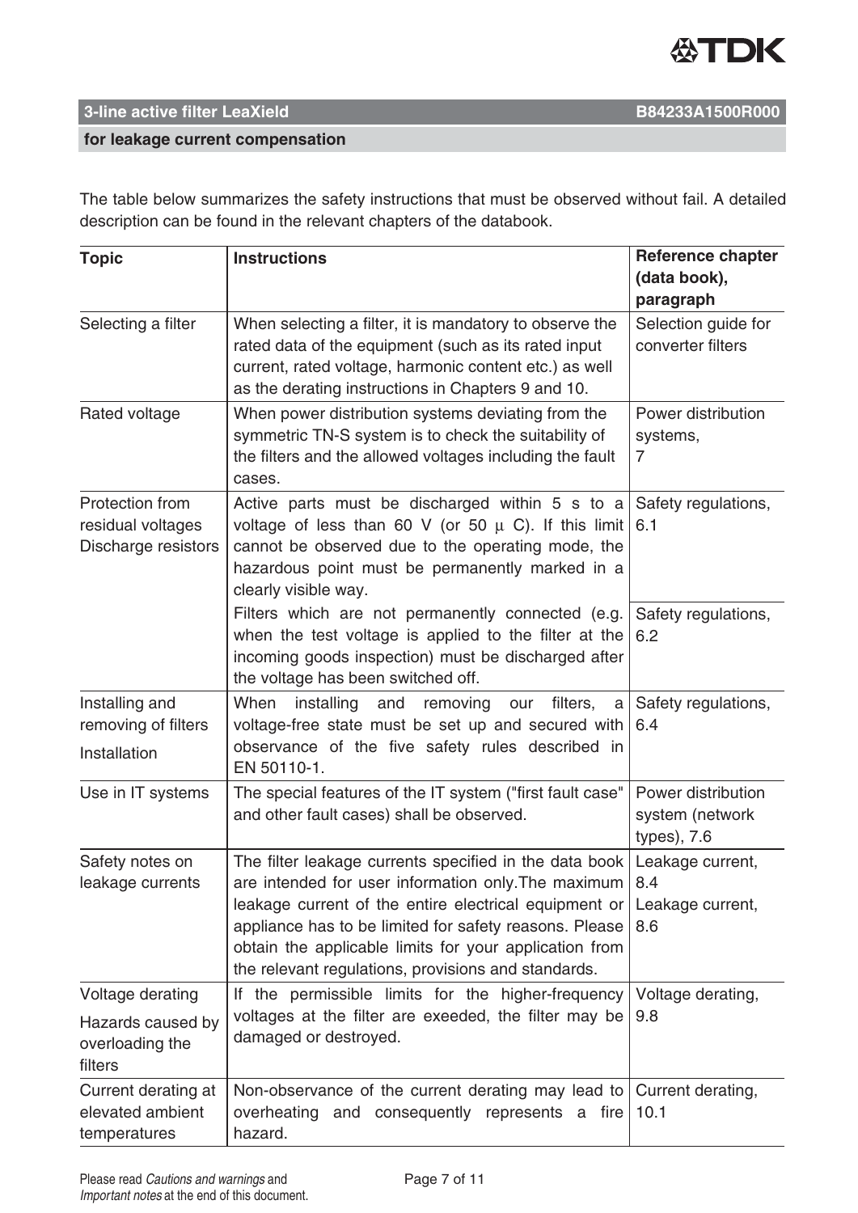The table below summarizes the safety instructions that must be observed without fail. A detailed description can be found in the relevant chapters of the databook.

| Topic | Instructions | Reference chapter (data book), paragraph |
|---|---|---|
| Selecting a filter | When selecting a filter, it is mandatory to observe the rated data of the equipment (such as its rated input current, rated voltage, harmonic content etc.) as well as the derating instructions in Chapters 9 and 10. | Selection guide for converter filters |
| Rated voltage | When power distribution systems deviating from the symmetric TN-S system is to check the suitability of the filters and the allowed voltages including the fault cases. | Power distribution systems, 7 |
| Protection from residual voltages Discharge resistors | Active parts must be discharged within 5 s to a voltage of less than 60 V (or 50 μ C). If this limit cannot be observed due to the operating mode, the hazardous point must be permanently marked in a clearly visible way. | Safety regulations, 6.1 |
| | Filters which are not permanently connected (e.g. when the test voltage is applied to the filter at the incoming goods inspection) must be discharged after the voltage has been switched off. | Safety regulations, 6.2 |
| Installing and removing of filters Installation | When installing and removing our filters, a voltage-free state must be set up and secured with observance of the five safety rules described in EN 50110-1. | Safety regulations, 6.4 |
| Use in IT systems | The special features of the IT system ("first fault case" and other fault cases) shall be observed. | Power distribution system (network types), 7.6 |
| Safety notes on leakage currents | The filter leakage currents specified in the data book are intended for user information only.The maximum leakage current of the entire electrical equipment or appliance has to be limited for safety reasons. Please obtain the applicable limits for your application from the relevant regulations, provisions and standards. | Leakage current, 8.4 Leakage current, 8.6 |
| Voltage derating Hazards caused by overloading the filters | If the permissible limits for the higher-frequency voltages at the filter are exeeded, the filter may be damaged or destroyed. | Voltage derating, 9.8 |
| Current derating at elevated ambient temperatures | Non-observance of the current derating may lead to overheating and consequently represents a fire hazard. | Current derating, 10.1 |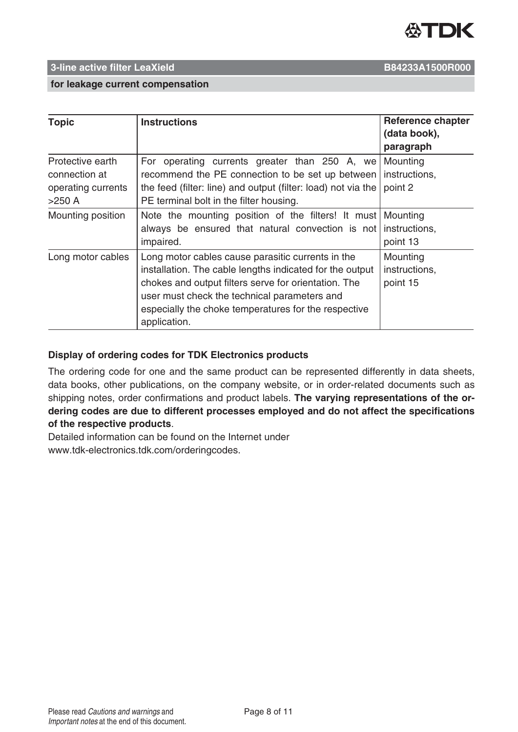| Topic | Instructions | Reference chapter (data book), paragraph |
|---|---|---|
| Protective earth connection at operating currents >250 A | For operating currents greater than 250 A, we recommend the PE connection to be set up between the feed (filter: line) and output (filter: load) not via the PE terminal bolt in the filter housing. | Mounting instructions, point 2 |
| Mounting position | Note the mounting position of the filters! It must always be ensured that natural convection is not impaired. | Mounting instructions, point 13 |
| Long motor cables | Long motor cables cause parasitic currents in the installation. The cable lengths indicated for the output chokes and output filters serve for orientation. The user must check the technical parameters and especially the choke temperatures for the respective application. | Mounting instructions, point 15 |

### Display of ordering codes for TDK Electronics products

The ordering code for one and the same product can be represented differently in data sheets, data books, other publications, on the company website, or in order-related documents such as shipping notes, order confirmations and product labels. **The varying representations of the ordering codes are due to different processes employed and do not affect the specifications of the respective products**.

Detailed information can be found on the Internet under
www.tdk-electronics.tdk.com/orderingcodes.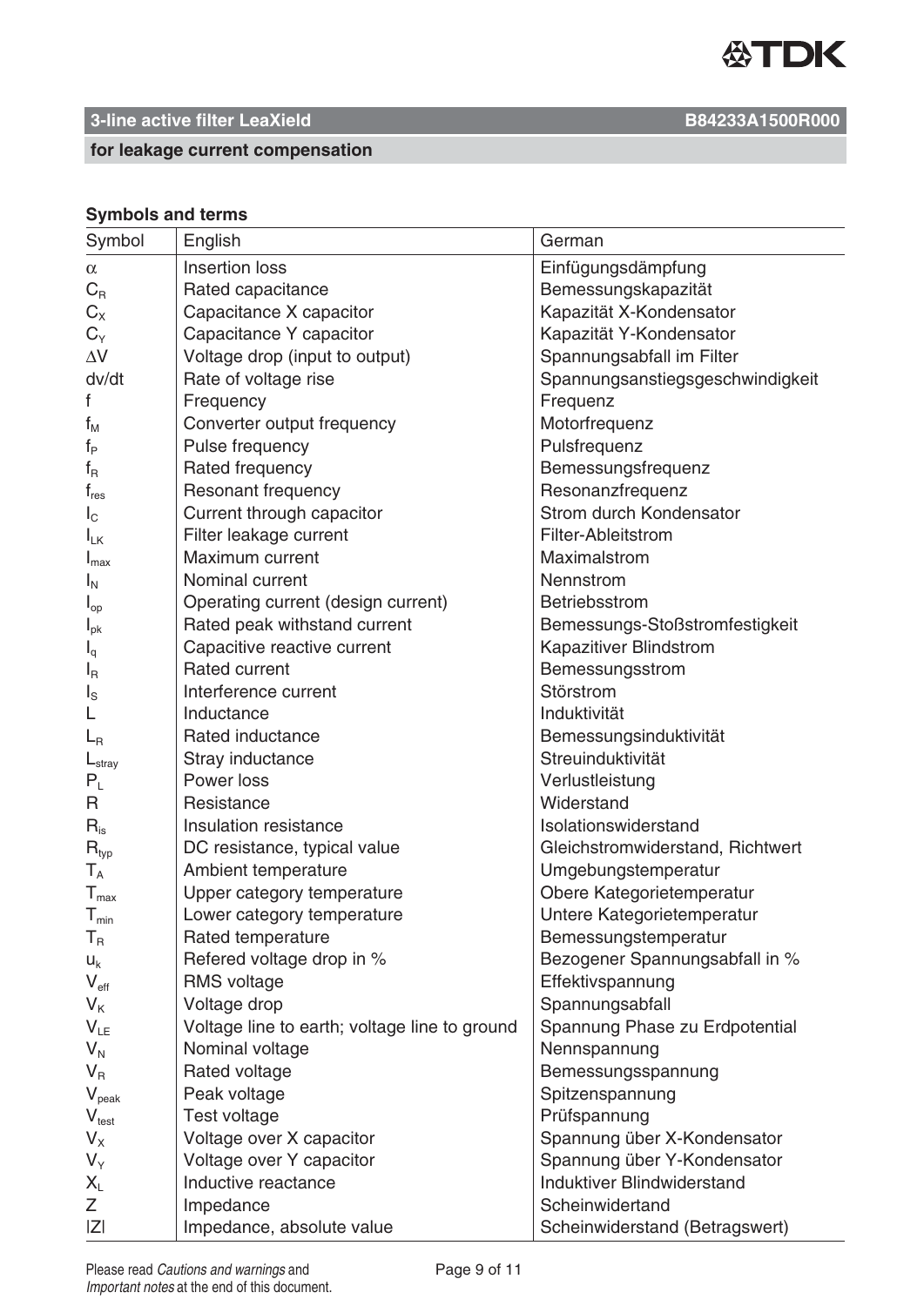**3-line active filter LeaXield** **B84233A1500R000**

**for leakage current compensation**

### Symbols and terms

| Symbol | English | German |
|---|---|---|
| $\alpha$ | Insertion loss | Einfügungsdämpfung |
| $C_R$ | Rated capacitance | Bemessungskapazität |
| $C_X$ | Capacitance X capacitor | Kapazität X-Kondensator |
| $C_Y$ | Capacitance Y capacitor | Kapazität Y-Kondensator |
| $\Delta V$ | Voltage drop (input to output) | Spannungsabfall im Filter |
| dv/dt | Rate of voltage rise | Spannungsanstiegsgeschwindigkeit |
| f | Frequency | Frequenz |
| $f_M$ | Converter output frequency | Motorfrequenz |
| $f_P$ | Pulse frequency | Pulsfrequenz |
| $f_R$ | Rated frequency | Bemessungsfrequenz |
| $f_{res}$ | Resonant frequency | Resonanzfrequenz |
| $I_C$ | Current through capacitor | Strom durch Kondensator |
| $I_{LK}$ | Filter leakage current | Filter-Ableitstrom |
| $I_{max}$ | Maximum current | Maximalstrom |
| $I_N$ | Nominal current | Nennstrom |
| $I_{op}$ | Operating current (design current) | Betriebsstrom |
| $I_{pk}$ | Rated peak withstand current | Bemessungs-Stoßstromfestigkeit |
| $I_q$ | Capacitive reactive current | Kapazitiver Blindstrom |
| $I_R$ | Rated current | Bemessungsstrom |
| $I_S$ | Interference current | Störstrom |
| L | Inductance | Induktivität |
| $L_R$ | Rated inductance | Bemessungsinduktivität |
| $L_{stray}$ | Stray inductance | Streuinduktivität |
| $P_L$ | Power loss | Verlustleistung |
| R | Resistance | Widerstand |
| $R_{is}$ | Insulation resistance | Isolationswiderstand |
| $R_{typ}$ | DC resistance, typical value | Gleichstromwiderstand, Richtwert |
| $T_A$ | Ambient temperature | Umgebungstemperatur |
| $T_{max}$ | Upper category temperature | Obere Kategorietemperatur |
| $T_{min}$ | Lower category temperature | Untere Kategorietemperatur |
| $T_R$ | Rated temperature | Bemessungstemperatur |
| $u_k$ | Refered voltage drop in % | Bezogener Spannungsabfall in % |
| $V_{eff}$ | RMS voltage | Effektivspannung |
| $V_K$ | Voltage drop | Spannungsabfall |
| $V_{LE}$ | Voltage line to earth; voltage line to ground | Spannung Phase zu Erdpotential |
| $V_N$ | Nominal voltage | Nennspannung |
| $V_R$ | Rated voltage | Bemessungsspannung |
| $V_{peak}$ | Peak voltage | Spitzenspannung |
| $V_{test}$ | Test voltage | Prüfspannung |
| $V_X$ | Voltage over X capacitor | Spannung über X-Kondensator |
| $V_Y$ | Voltage over Y capacitor | Spannung über Y-Kondensator |
| $X_L$ | Inductive reactance | Induktiver Blindwiderstand |
| Z | Impedance | Scheinwidertand |
| $\|Z\|$ | Impedance, absolute value | Scheinwiderstand (Betragswert) |

Please read *Cautions and warnings* and *Important notes* at the end of this document.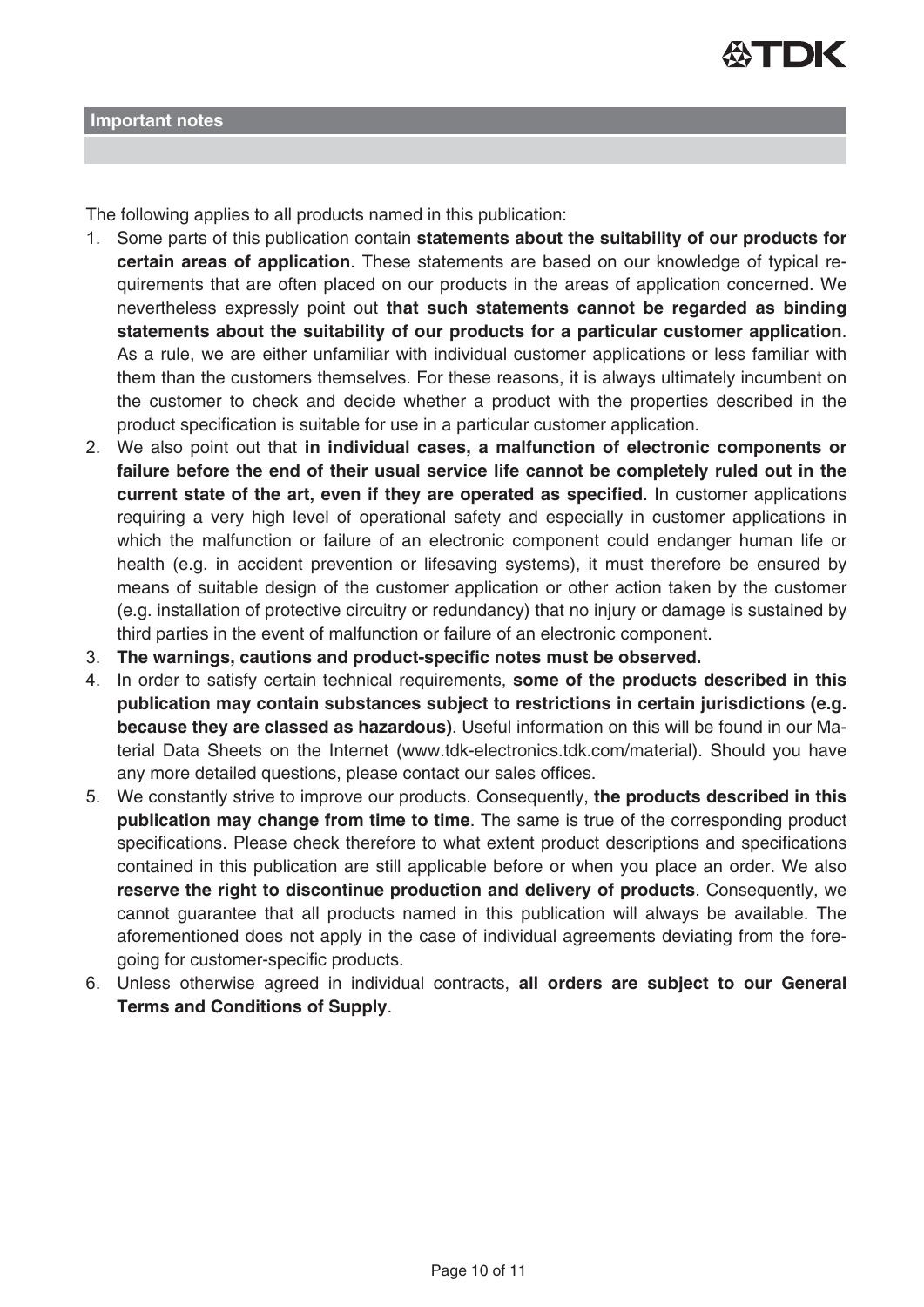## Important notes

The following applies to all products named in this publication:

1. Some parts of this publication contain **statements about the suitability of our products for certain areas of application**. These statements are based on our knowledge of typical requirements that are often placed on our products in the areas of application concerned. We nevertheless expressly point out **that such statements cannot be regarded as binding statements about the suitability of our products for a particular customer application**. As a rule, we are either unfamiliar with individual customer applications or less familiar with them than the customers themselves. For these reasons, it is always ultimately incumbent on the customer to check and decide whether a product with the properties described in the product specification is suitable for use in a particular customer application.
2. We also point out that **in individual cases, a malfunction of electronic components or failure before the end of their usual service life cannot be completely ruled out in the current state of the art, even if they are operated as specified**. In customer applications requiring a very high level of operational safety and especially in customer applications in which the malfunction or failure of an electronic component could endanger human life or health (e.g. in accident prevention or lifesaving systems), it must therefore be ensured by means of suitable design of the customer application or other action taken by the customer (e.g. installation of protective circuitry or redundancy) that no injury or damage is sustained by third parties in the event of malfunction or failure of an electronic component.
3. **The warnings, cautions and product-specific notes must be observed.**
4. In order to satisfy certain technical requirements, **some of the products described in this publication may contain substances subject to restrictions in certain jurisdictions (e.g. because they are classed as hazardous)**. Useful information on this will be found in our Material Data Sheets on the Internet (www.tdk-electronics.tdk.com/material). Should you have any more detailed questions, please contact our sales offices.
5. We constantly strive to improve our products. Consequently, **the products described in this publication may change from time to time**. The same is true of the corresponding product specifications. Please check therefore to what extent product descriptions and specifications contained in this publication are still applicable before or when you place an order. We also **reserve the right to discontinue production and delivery of products**. Consequently, we cannot guarantee that all products named in this publication will always be available. The aforementioned does not apply in the case of individual agreements deviating from the foregoing for customer-specific products.
6. Unless otherwise agreed in individual contracts, **all orders are subject to our General Terms and Conditions of Supply**.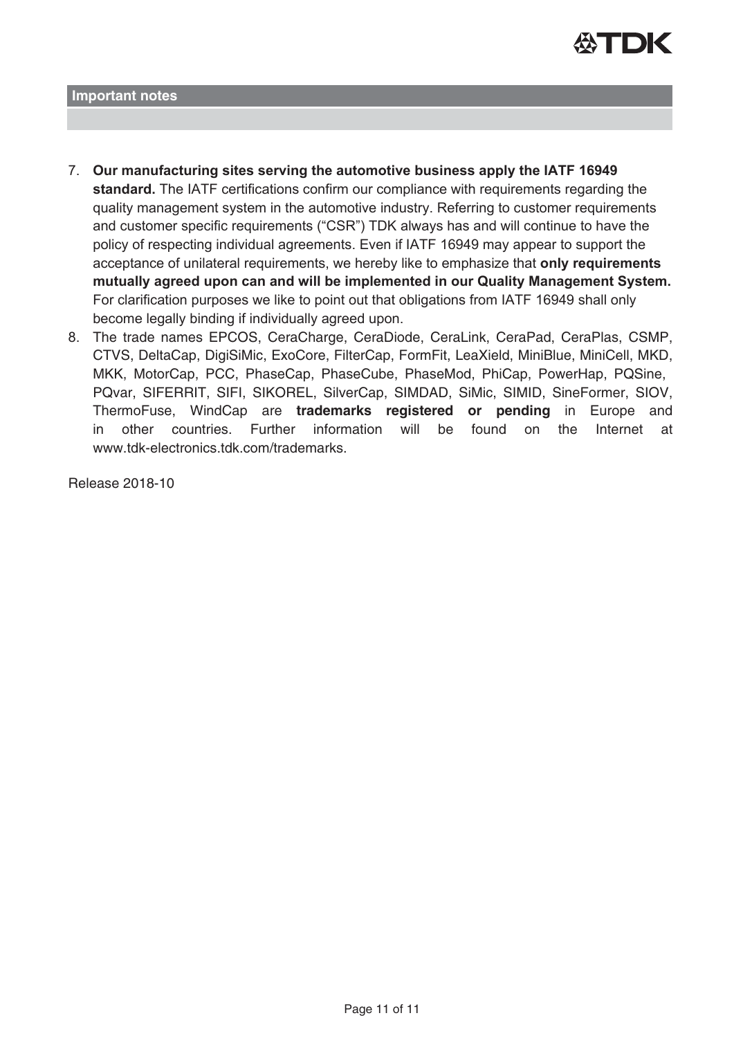## Important notes

7. **Our manufacturing sites serving the automotive business apply the IATF 16949 standard.** The IATF certifications confirm our compliance with requirements regarding the quality management system in the automotive industry. Referring to customer requirements and customer specific requirements ("CSR") TDK always has and will continue to have the policy of respecting individual agreements. Even if IATF 16949 may appear to support the acceptance of unilateral requirements, we hereby like to emphasize that **only requirements mutually agreed upon can and will be implemented in our Quality Management System.** For clarification purposes we like to point out that obligations from IATF 16949 shall only become legally binding if individually agreed upon.
8. The trade names EPCOS, CeraCharge, CeraDiode, CeraLink, CeraPad, CeraPlas, CSMP, CTVS, DeltaCap, DigiSiMic, ExoCore, FilterCap, FormFit, LeaXield, MiniBlue, MiniCell, MKD, MKK, MotorCap, PCC, PhaseCap, PhaseCube, PhaseMod, PhiCap, PowerHap, PQSine, PQvar, SIFERRIT, SIFI, SIKOREL, SilverCap, SIMDAD, SiMic, SIMID, SineFormer, SIOV, ThermoFuse, WindCap are **trademarks registered or pending** in Europe and in other countries. Further information will be found on the Internet at www.tdk-electronics.tdk.com/trademarks.

Release 2018-10